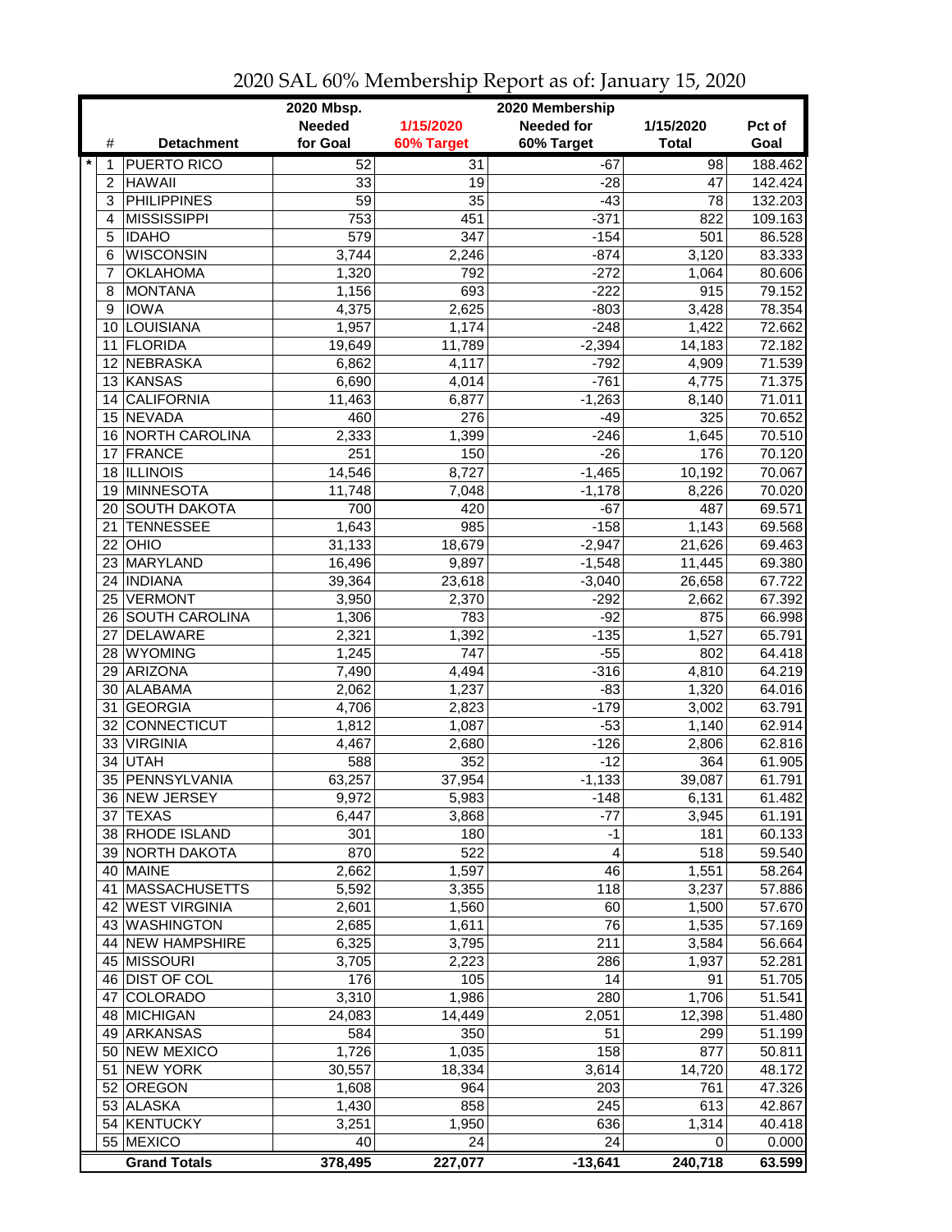# 2020 SAL 60% Membership Report as of: January 15, 2020

| | # | Detachment | 2020 Mbsp. Needed for Goal | 1/15/2020 60% Target | 2020 Membership Needed for 60% Target | 1/15/2020 Total | Pct of Goal |
|---|---|---|---|---|---|---|---|
| * | 1 | PUERTO RICO | 52 | 31 | -67 | 98 | 188.462 |
| | 2 | HAWAII | 33 | 19 | -28 | 47 | 142.424 |
| | 3 | PHILIPPINES | 59 | 35 | -43 | 78 | 132.203 |
| | 4 | MISSISSIPPI | 753 | 451 | -371 | 822 | 109.163 |
| | 5 | IDAHO | 579 | 347 | -154 | 501 | 86.528 |
| | 6 | WISCONSIN | 3,744 | 2,246 | -874 | 3,120 | 83.333 |
| | 7 | OKLAHOMA | 1,320 | 792 | -272 | 1,064 | 80.606 |
| | 8 | MONTANA | 1,156 | 693 | -222 | 915 | 79.152 |
| | 9 | IOWA | 4,375 | 2,625 | -803 | 3,428 | 78.354 |
| | 10 | LOUISIANA | 1,957 | 1,174 | -248 | 1,422 | 72.662 |
| | 11 | FLORIDA | 19,649 | 11,789 | -2,394 | 14,183 | 72.182 |
| | 12 | NEBRASKA | 6,862 | 4,117 | -792 | 4,909 | 71.539 |
| | 13 | KANSAS | 6,690 | 4,014 | -761 | 4,775 | 71.375 |
| | 14 | CALIFORNIA | 11,463 | 6,877 | -1,263 | 8,140 | 71.011 |
| | 15 | NEVADA | 460 | 276 | -49 | 325 | 70.652 |
| | 16 | NORTH CAROLINA | 2,333 | 1,399 | -246 | 1,645 | 70.510 |
| | 17 | FRANCE | 251 | 150 | -26 | 176 | 70.120 |
| | 18 | ILLINOIS | 14,546 | 8,727 | -1,465 | 10,192 | 70.067 |
| | 19 | MINNESOTA | 11,748 | 7,048 | -1,178 | 8,226 | 70.020 |
| | 20 | SOUTH DAKOTA | 700 | 420 | -67 | 487 | 69.571 |
| | 21 | TENNESSEE | 1,643 | 985 | -158 | 1,143 | 69.568 |
| | 22 | OHIO | 31,133 | 18,679 | -2,947 | 21,626 | 69.463 |
| | 23 | MARYLAND | 16,496 | 9,897 | -1,548 | 11,445 | 69.380 |
| | 24 | INDIANA | 39,364 | 23,618 | -3,040 | 26,658 | 67.722 |
| | 25 | VERMONT | 3,950 | 2,370 | -292 | 2,662 | 67.392 |
| | 26 | SOUTH CAROLINA | 1,306 | 783 | -92 | 875 | 66.998 |
| | 27 | DELAWARE | 2,321 | 1,392 | -135 | 1,527 | 65.791 |
| | 28 | WYOMING | 1,245 | 747 | -55 | 802 | 64.418 |
| | 29 | ARIZONA | 7,490 | 4,494 | -316 | 4,810 | 64.219 |
| | 30 | ALABAMA | 2,062 | 1,237 | -83 | 1,320 | 64.016 |
| | 31 | GEORGIA | 4,706 | 2,823 | -179 | 3,002 | 63.791 |
| | 32 | CONNECTICUT | 1,812 | 1,087 | -53 | 1,140 | 62.914 |
| | 33 | VIRGINIA | 4,467 | 2,680 | -126 | 2,806 | 62.816 |
| | 34 | UTAH | 588 | 352 | -12 | 364 | 61.905 |
| | 35 | PENNSYLVANIA | 63,257 | 37,954 | -1,133 | 39,087 | 61.791 |
| | 36 | NEW JERSEY | 9,972 | 5,983 | -148 | 6,131 | 61.482 |
| | 37 | TEXAS | 6,447 | 3,868 | -77 | 3,945 | 61.191 |
| | 38 | RHODE ISLAND | 301 | 180 | -1 | 181 | 60.133 |
| | 39 | NORTH DAKOTA | 870 | 522 | 4 | 518 | 59.540 |
| | 40 | MAINE | 2,662 | 1,597 | 46 | 1,551 | 58.264 |
| | 41 | MASSACHUSETTS | 5,592 | 3,355 | 118 | 3,237 | 57.886 |
| | 42 | WEST VIRGINIA | 2,601 | 1,560 | 60 | 1,500 | 57.670 |
| | 43 | WASHINGTON | 2,685 | 1,611 | 76 | 1,535 | 57.169 |
| | 44 | NEW HAMPSHIRE | 6,325 | 3,795 | 211 | 3,584 | 56.664 |
| | 45 | MISSOURI | 3,705 | 2,223 | 286 | 1,937 | 52.281 |
| | 46 | DIST OF COL | 176 | 105 | 14 | 91 | 51.705 |
| | 47 | COLORADO | 3,310 | 1,986 | 280 | 1,706 | 51.541 |
| | 48 | MICHIGAN | 24,083 | 14,449 | 2,051 | 12,398 | 51.480 |
| | 49 | ARKANSAS | 584 | 350 | 51 | 299 | 51.199 |
| | 50 | NEW MEXICO | 1,726 | 1,035 | 158 | 877 | 50.811 |
| | 51 | NEW YORK | 30,557 | 18,334 | 3,614 | 14,720 | 48.172 |
| | 52 | OREGON | 1,608 | 964 | 203 | 761 | 47.326 |
| | 53 | ALASKA | 1,430 | 858 | 245 | 613 | 42.867 |
| | 54 | KENTUCKY | 3,251 | 1,950 | 636 | 1,314 | 40.418 |
| | 55 | MEXICO | 40 | 24 | 24 | 0 | 0.000 |
| | | **Grand Totals** | **378,495** | **227,077** | **-13,641** | **240,718** | **63.599** |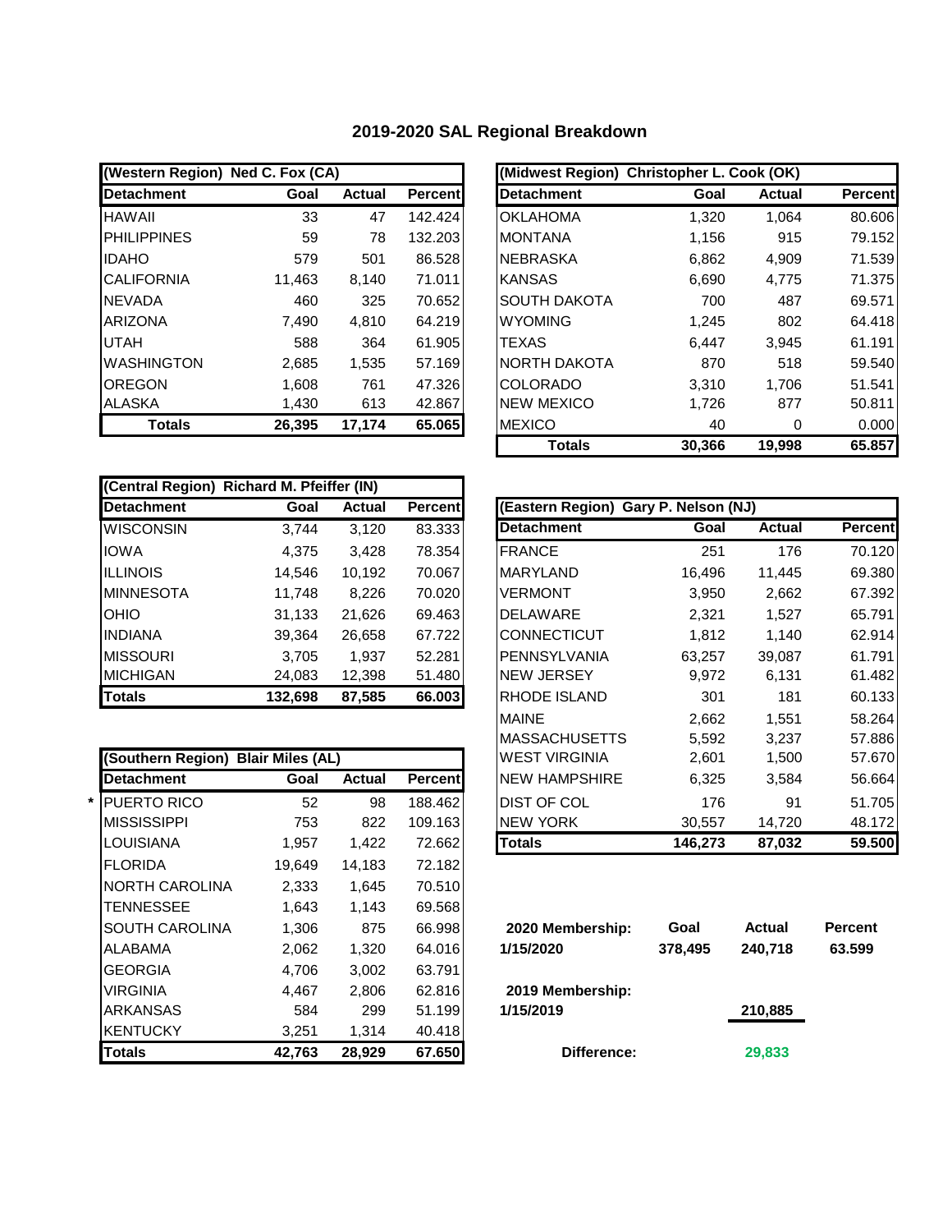# 2019-2020 SAL Regional Breakdown

| (Western Region) Ned C. Fox (CA) | | | |
|---|---|---|---|
| **Detachment** | **Goal** | **Actual** | **Percent** |
| HAWAII | 33 | 47 | 142.424 |
| PHILIPPINES | 59 | 78 | 132.203 |
| IDAHO | 579 | 501 | 86.528 |
| CALIFORNIA | 11,463 | 8,140 | 71.011 |
| NEVADA | 460 | 325 | 70.652 |
| ARIZONA | 7,490 | 4,810 | 64.219 |
| UTAH | 588 | 364 | 61.905 |
| WASHINGTON | 2,685 | 1,535 | 57.169 |
| OREGON | 1,608 | 761 | 47.326 |
| ALASKA | 1,430 | 613 | 42.867 |
| **Totals** | **26,395** | **17,174** | **65.065** |

| (Midwest Region) Christopher L. Cook (OK) | | | |
|---|---|---|---|
| **Detachment** | **Goal** | **Actual** | **Percent** |
| OKLAHOMA | 1,320 | 1,064 | 80.606 |
| MONTANA | 1,156 | 915 | 79.152 |
| NEBRASKA | 6,862 | 4,909 | 71.539 |
| KANSAS | 6,690 | 4,775 | 71.375 |
| SOUTH DAKOTA | 700 | 487 | 69.571 |
| WYOMING | 1,245 | 802 | 64.418 |
| TEXAS | 6,447 | 3,945 | 61.191 |
| NORTH DAKOTA | 870 | 518 | 59.540 |
| COLORADO | 3,310 | 1,706 | 51.541 |
| NEW MEXICO | 1,726 | 877 | 50.811 |
| MEXICO | 40 | 0 | 0.000 |
| **Totals** | **30,366** | **19,998** | **65.857** |

| (Central Region) Richard M. Pfeiffer (IN) | | | |
|---|---|---|---|
| **Detachment** | **Goal** | **Actual** | **Percent** |
| WISCONSIN | 3,744 | 3,120 | 83.333 |
| IOWA | 4,375 | 3,428 | 78.354 |
| ILLINOIS | 14,546 | 10,192 | 70.067 |
| MINNESOTA | 11,748 | 8,226 | 70.020 |
| OHIO | 31,133 | 21,626 | 69.463 |
| INDIANA | 39,364 | 26,658 | 67.722 |
| MISSOURI | 3,705 | 1,937 | 52.281 |
| MICHIGAN | 24,083 | 12,398 | 51.480 |
| **Totals** | **132,698** | **87,585** | **66.003** |

| (Eastern Region) Gary P. Nelson (NJ) | | | |
|---|---|---|---|
| **Detachment** | **Goal** | **Actual** | **Percent** |
| FRANCE | 251 | 176 | 70.120 |
| MARYLAND | 16,496 | 11,445 | 69.380 |
| VERMONT | 3,950 | 2,662 | 67.392 |
| DELAWARE | 2,321 | 1,527 | 65.791 |
| CONNECTICUT | 1,812 | 1,140 | 62.914 |
| PENNSYLVANIA | 63,257 | 39,087 | 61.791 |
| NEW JERSEY | 9,972 | 6,131 | 61.482 |
| RHODE ISLAND | 301 | 181 | 60.133 |
| MAINE | 2,662 | 1,551 | 58.264 |
| MASSACHUSETTS | 5,592 | 3,237 | 57.886 |
| WEST VIRGINIA | 2,601 | 1,500 | 57.670 |
| NEW HAMPSHIRE | 6,325 | 3,584 | 56.664 |
| DIST OF COL | 176 | 91 | 51.705 |
| NEW YORK | 30,557 | 14,720 | 48.172 |
| **Totals** | **146,273** | **87,032** | **59.500** |

| (Southern Region) Blair Miles (AL) | | | |
|---|---|---|---|
| **Detachment** | **Goal** | **Actual** | **Percent** |
| * PUERTO RICO | 52 | 98 | 188.462 |
| MISSISSIPPI | 753 | 822 | 109.163 |
| LOUISIANA | 1,957 | 1,422 | 72.662 |
| FLORIDA | 19,649 | 14,183 | 72.182 |
| NORTH CAROLINA | 2,333 | 1,645 | 70.510 |
| TENNESSEE | 1,643 | 1,143 | 69.568 |
| SOUTH CAROLINA | 1,306 | 875 | 66.998 |
| ALABAMA | 2,062 | 1,320 | 64.016 |
| GEORGIA | 4,706 | 3,002 | 63.791 |
| VIRGINIA | 4,467 | 2,806 | 62.816 |
| ARKANSAS | 584 | 299 | 51.199 |
| KENTUCKY | 3,251 | 1,314 | 40.418 |
| **Totals** | **42,763** | **28,929** | **67.650** |

| | Goal | Actual | Percent |
|---|---|---|---|
| **2020 Membership:** 1/15/2020 | **378,495** | **240,718** | **63.599** |
| **2019 Membership:** 1/15/2019 | | **210,885** | |
| **Difference:** | | **29,833** | |